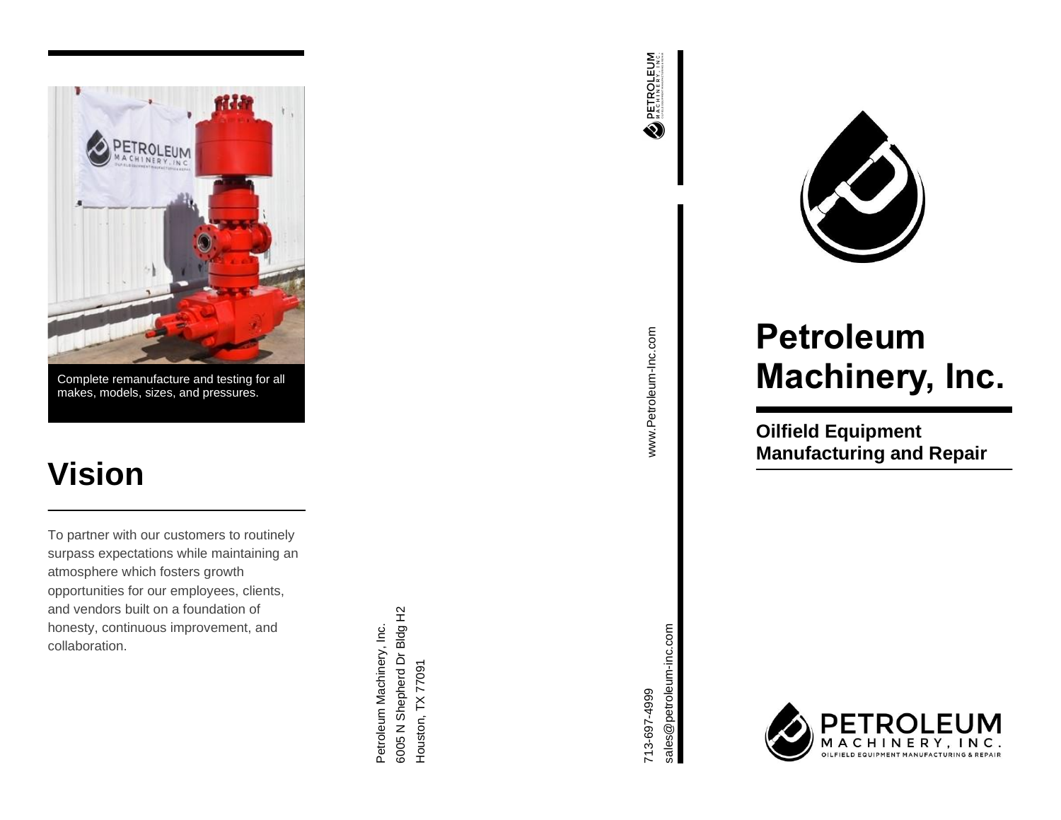Complete remanufacture and testing for all makes, models, sizes, and pressures.

## Vision

To partner with our customers to routinely surpass expectations while maintaining an atmosphere which fosters growth opportunities for our employees, clients, and vendors built on a foundation of honesty, continuous improvement, and collaboration.

Petroleum Machinery, Inc.
6005 N Shepherd Dr Bldg H2
Houston, TX 77091

www.Petroleum-Inc.com

713-697-4999
sales@petroleum-inc.com

# Petroleum Machinery, Inc.

### Oilfield Equipment Manufacturing and Repair

PETROLEUM MACHINERY, INC.
OILFIELD EQUIPMENT MANUFACTURING & REPAIR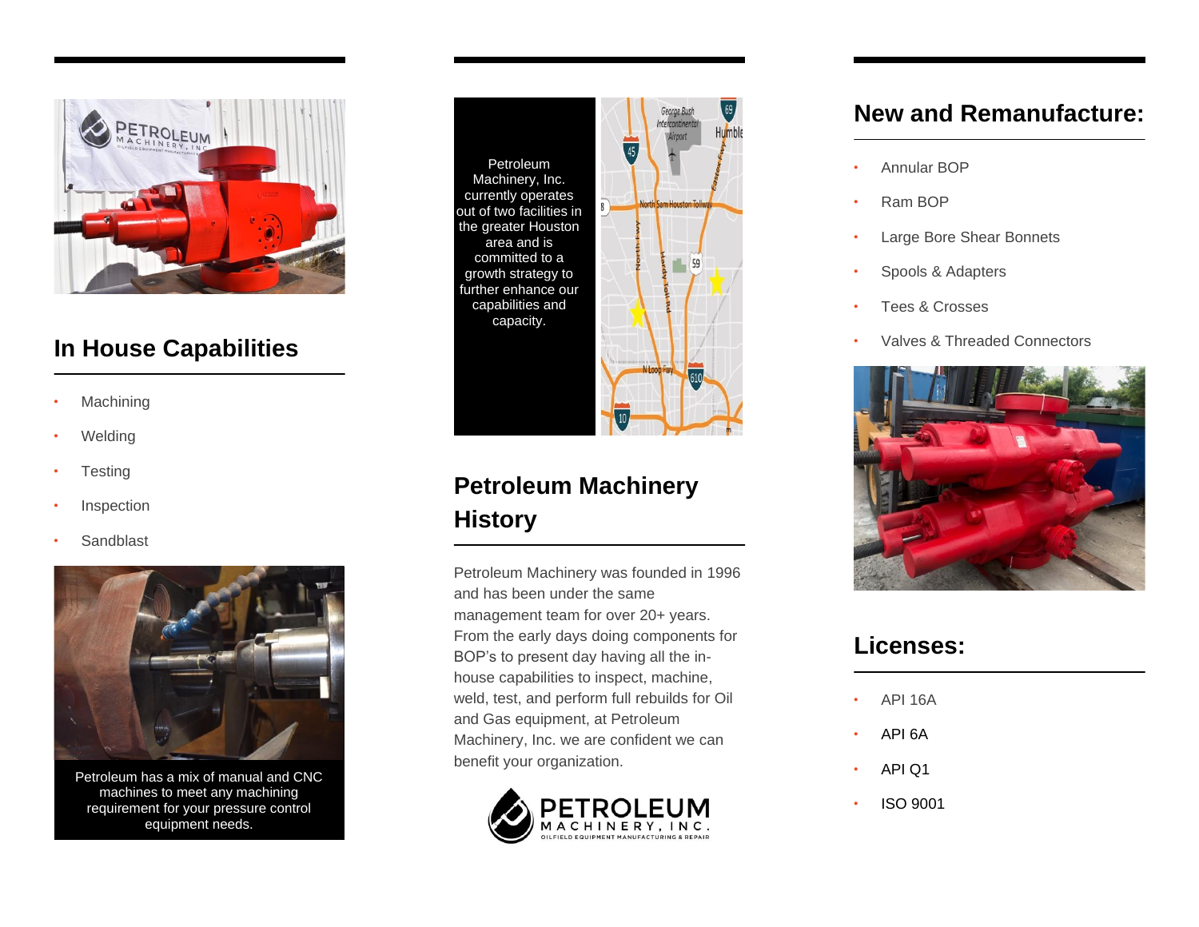## In House Capabilities

- Machining
- Welding
- Testing
- Inspection
- Sandblast

Petroleum has a mix of manual and CNC machines to meet any machining requirement for your pressure control equipment needs.

Petroleum Machinery, Inc. currently operates out of two facilities in the greater Houston area and is committed to a growth strategy to further enhance our capabilities and capacity.

## Petroleum Machinery History

Petroleum Machinery was founded in 1996 and has been under the same management team for over 20+ years. From the early days doing components for BOP's to present day having all the in-house capabilities to inspect, machine, weld, test, and perform full rebuilds for Oil and Gas equipment, at Petroleum Machinery, Inc. we are confident we can benefit your organization.

PETROLEUM MACHINERY, INC.
OILFIELD EQUIPMENT MANUFACTURING & REPAIR

## New and Remanufacture:

- Annular BOP
- Ram BOP
- Large Bore Shear Bonnets
- Spools & Adapters
- Tees & Crosses
- Valves & Threaded Connectors

## Licenses:

- API 16A
- API 6A
- API Q1
- ISO 9001